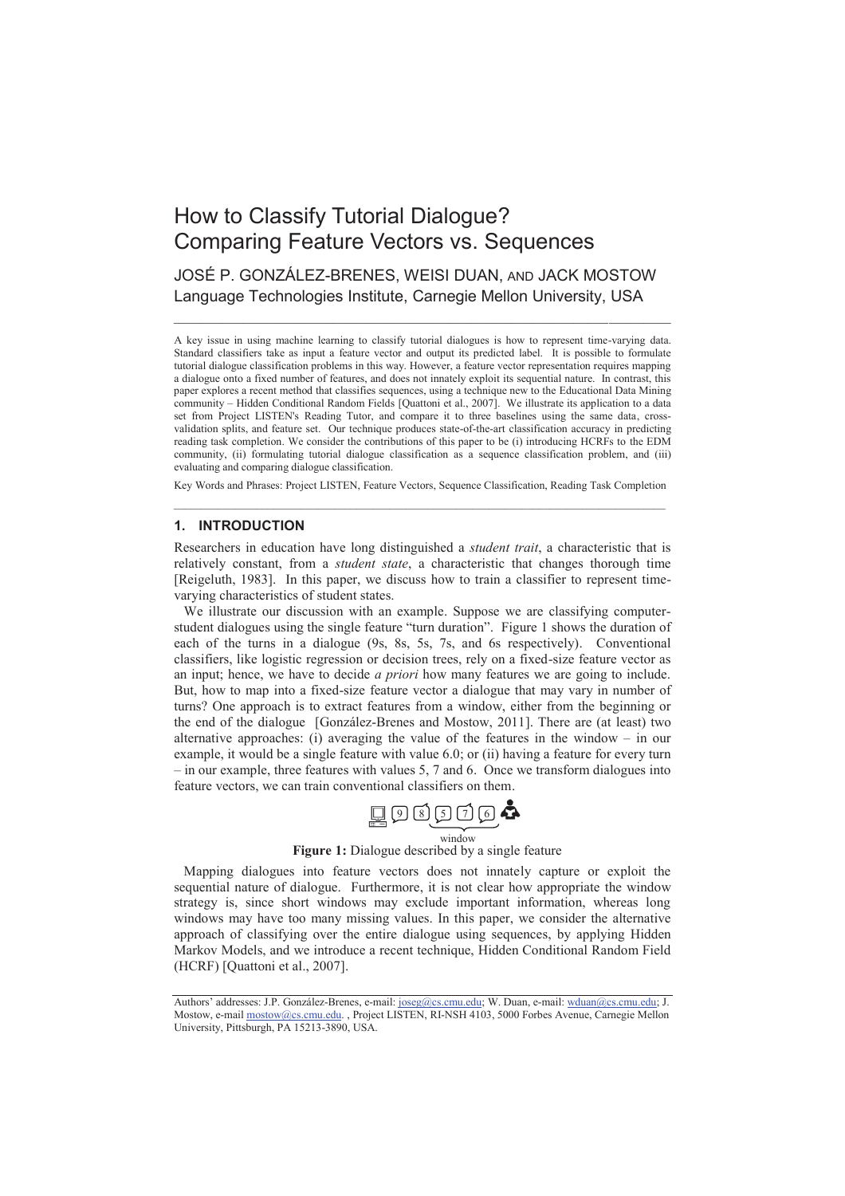# How to Classify Tutorial Dialogue? Comparing Feature Vectors vs. Sequences

JOSÉ P. GONZÁLEZ-BRENES, WEISI DUAN, AND JACK MOSTOW
Language Technologies Institute, Carnegie Mellon University, USA

---

A key issue in using machine learning to classify tutorial dialogues is how to represent time-varying data. Standard classifiers take as input a feature vector and output its predicted label. It is possible to formulate tutorial dialogue classification problems in this way. However, a feature vector representation requires mapping a dialogue onto a fixed number of features, and does not innately exploit its sequential nature. In contrast, this paper explores a recent method that classifies sequences, using a technique new to the Educational Data Mining community – Hidden Conditional Random Fields [Quattoni et al., 2007]. We illustrate its application to a data set from Project LISTEN's Reading Tutor, and compare it to three baselines using the same data, cross-validation splits, and feature set. Our technique produces state-of-the-art classification accuracy in predicting reading task completion. We consider the contributions of this paper to be (i) introducing HCRFs to the EDM community, (ii) formulating tutorial dialogue classification as a sequence classification problem, and (iii) evaluating and comparing dialogue classification.

Key Words and Phrases: Project LISTEN, Feature Vectors, Sequence Classification, Reading Task Completion

---

## 1. INTRODUCTION

Researchers in education have long distinguished a *student trait*, a characteristic that is relatively constant, from a *student state*, a characteristic that changes thorough time [Reigeluth, 1983]. In this paper, we discuss how to train a classifier to represent time-varying characteristics of student states.

We illustrate our discussion with an example. Suppose we are classifying computer-student dialogues using the single feature "turn duration". Figure 1 shows the duration of each of the turns in a dialogue (9s, 8s, 5s, 7s, and 6s respectively). Conventional classifiers, like logistic regression or decision trees, rely on a fixed-size feature vector as an input; hence, we have to decide *a priori* how many features we are going to include. But, how to map into a fixed-size feature vector a dialogue that may vary in number of turns? One approach is to extract features from a window, either from the beginning or the end of the dialogue [González-Brenes and Mostow, 2011]. There are (at least) two alternative approaches: (i) averaging the value of the features in the window – in our example, it would be a single feature with value 6.0; or (ii) having a feature for every turn – in our example, three features with values 5, 7 and 6. Once we transform dialogues into feature vectors, we can train conventional classifiers on them.

9 8 5 7 6
window

**Figure 1:** Dialogue described by a single feature

Mapping dialogues into feature vectors does not innately capture or exploit the sequential nature of dialogue. Furthermore, it is not clear how appropriate the window strategy is, since short windows may exclude important information, whereas long windows may have too many missing values. In this paper, we consider the alternative approach of classifying over the entire dialogue using sequences, by applying Hidden Markov Models, and we introduce a recent technique, Hidden Conditional Random Field (HCRF) [Quattoni et al., 2007].

---

Authors' addresses: J.P. González-Brenes, e-mail: joseg@cs.cmu.edu; W. Duan, e-mail: wduan@cs.cmu.edu; J. Mostow, e-mail mostow@cs.cmu.edu. , Project LISTEN, RI-NSH 4103, 5000 Forbes Avenue, Carnegie Mellon University, Pittsburgh, PA 15213-3890, USA.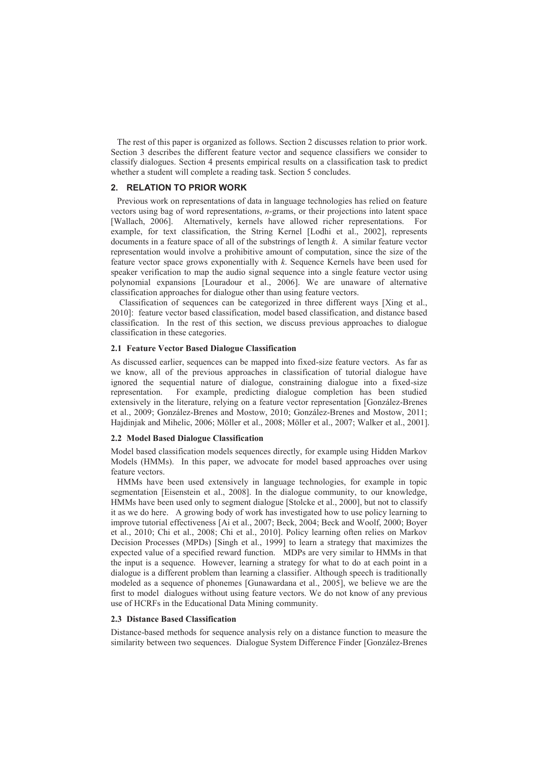The rest of this paper is organized as follows. Section 2 discusses relation to prior work. Section 3 describes the different feature vector and sequence classifiers we consider to classify dialogues. Section 4 presents empirical results on a classification task to predict whether a student will complete a reading task. Section 5 concludes.

## 2. RELATION TO PRIOR WORK

Previous work on representations of data in language technologies has relied on feature vectors using bag of word representations, *n*-grams, or their projections into latent space [Wallach, 2006]. Alternatively, kernels have allowed richer representations. For example, for text classification, the String Kernel [Lodhi et al., 2002], represents documents in a feature space of all of the substrings of length *k*. A similar feature vector representation would involve a prohibitive amount of computation, since the size of the feature vector space grows exponentially with *k*. Sequence Kernels have been used for speaker verification to map the audio signal sequence into a single feature vector using polynomial expansions [Louradour et al., 2006]. We are unaware of alternative classification approaches for dialogue other than using feature vectors.

Classification of sequences can be categorized in three different ways [Xing et al., 2010]: feature vector based classification, model based classification, and distance based classification. In the rest of this section, we discuss previous approaches to dialogue classification in these categories.

### 2.1 Feature Vector Based Dialogue Classification

As discussed earlier, sequences can be mapped into fixed-size feature vectors. As far as we know, all of the previous approaches in classification of tutorial dialogue have ignored the sequential nature of dialogue, constraining dialogue into a fixed-size representation. For example, predicting dialogue completion has been studied extensively in the literature, relying on a feature vector representation [González-Brenes et al., 2009; González-Brenes and Mostow, 2010; González-Brenes and Mostow, 2011; Hajdinjak and Mihelic, 2006; Möller et al., 2008; Möller et al., 2007; Walker et al., 2001].

### 2.2 Model Based Dialogue Classification

Model based classification models sequences directly, for example using Hidden Markov Models (HMMs). In this paper, we advocate for model based approaches over using feature vectors.

HMMs have been used extensively in language technologies, for example in topic segmentation [Eisenstein et al., 2008]. In the dialogue community, to our knowledge, HMMs have been used only to segment dialogue [Stolcke et al., 2000], but not to classify it as we do here. A growing body of work has investigated how to use policy learning to improve tutorial effectiveness [Ai et al., 2007; Beck, 2004; Beck and Woolf, 2000; Boyer et al., 2010; Chi et al., 2008; Chi et al., 2010]. Policy learning often relies on Markov Decision Processes (MPDs) [Singh et al., 1999] to learn a strategy that maximizes the expected value of a specified reward function. MDPs are very similar to HMMs in that the input is a sequence. However, learning a strategy for what to do at each point in a dialogue is a different problem than learning a classifier. Although speech is traditionally modeled as a sequence of phonemes [Gunawardana et al., 2005], we believe we are the first to model dialogues without using feature vectors. We do not know of any previous use of HCRFs in the Educational Data Mining community.

### 2.3 Distance Based Classification

Distance-based methods for sequence analysis rely on a distance function to measure the similarity between two sequences. Dialogue System Difference Finder [González-Brenes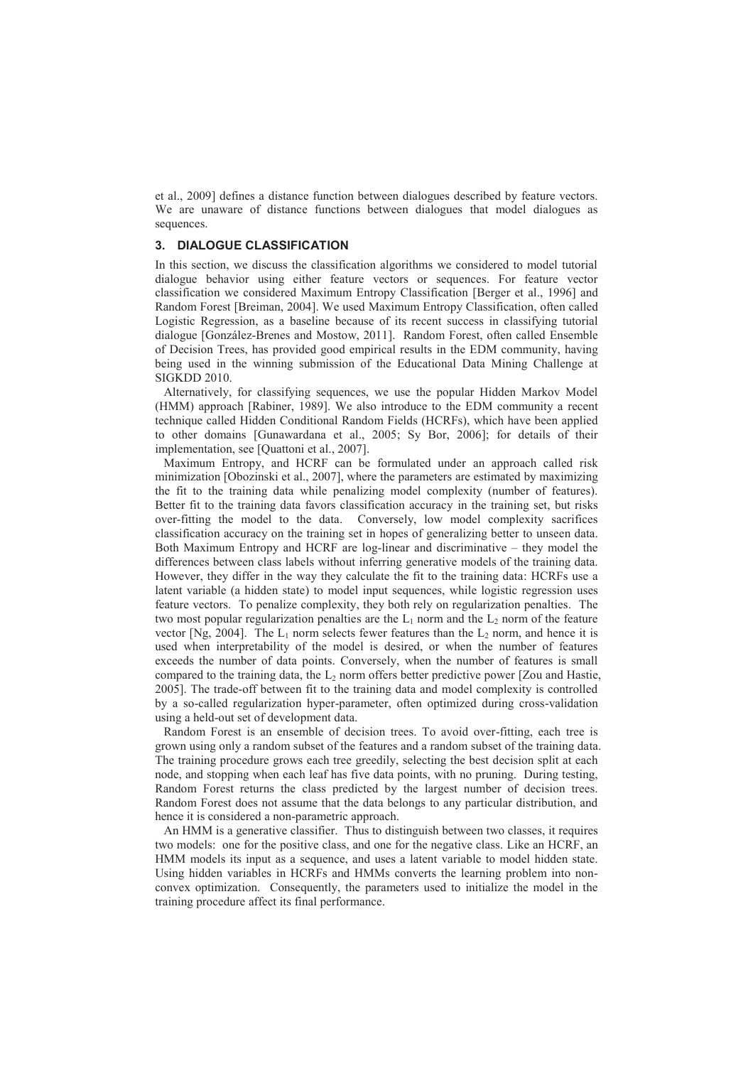et al., 2009] defines a distance function between dialogues described by feature vectors. We are unaware of distance functions between dialogues that model dialogues as sequences.

## 3. DIALOGUE CLASSIFICATION

In this section, we discuss the classification algorithms we considered to model tutorial dialogue behavior using either feature vectors or sequences. For feature vector classification we considered Maximum Entropy Classification [Berger et al., 1996] and Random Forest [Breiman, 2004]. We used Maximum Entropy Classification, often called Logistic Regression, as a baseline because of its recent success in classifying tutorial dialogue [González-Brenes and Mostow, 2011]. Random Forest, often called Ensemble of Decision Trees, has provided good empirical results in the EDM community, having being used in the winning submission of the Educational Data Mining Challenge at SIGKDD 2010.

Alternatively, for classifying sequences, we use the popular Hidden Markov Model (HMM) approach [Rabiner, 1989]. We also introduce to the EDM community a recent technique called Hidden Conditional Random Fields (HCRFs), which have been applied to other domains [Gunawardana et al., 2005; Sy Bor, 2006]; for details of their implementation, see [Quattoni et al., 2007].

Maximum Entropy, and HCRF can be formulated under an approach called risk minimization [Obozinski et al., 2007], where the parameters are estimated by maximizing the fit to the training data while penalizing model complexity (number of features). Better fit to the training data favors classification accuracy in the training set, but risks over-fitting the model to the data. Conversely, low model complexity sacrifices classification accuracy on the training set in hopes of generalizing better to unseen data. Both Maximum Entropy and HCRF are log-linear and discriminative – they model the differences between class labels without inferring generative models of the training data. However, they differ in the way they calculate the fit to the training data: HCRFs use a latent variable (a hidden state) to model input sequences, while logistic regression uses feature vectors. To penalize complexity, they both rely on regularization penalties. The two most popular regularization penalties are the $L_1$ norm and the $L_2$ norm of the feature vector [Ng, 2004]. The $L_1$ norm selects fewer features than the $L_2$ norm, and hence it is used when interpretability of the model is desired, or when the number of features exceeds the number of data points. Conversely, when the number of features is small compared to the training data, the $L_2$ norm offers better predictive power [Zou and Hastie, 2005]. The trade-off between fit to the training data and model complexity is controlled by a so-called regularization hyper-parameter, often optimized during cross-validation using a held-out set of development data.

Random Forest is an ensemble of decision trees. To avoid over-fitting, each tree is grown using only a random subset of the features and a random subset of the training data. The training procedure grows each tree greedily, selecting the best decision split at each node, and stopping when each leaf has five data points, with no pruning. During testing, Random Forest returns the class predicted by the largest number of decision trees. Random Forest does not assume that the data belongs to any particular distribution, and hence it is considered a non-parametric approach.

An HMM is a generative classifier. Thus to distinguish between two classes, it requires two models: one for the positive class, and one for the negative class. Like an HCRF, an HMM models its input as a sequence, and uses a latent variable to model hidden state. Using hidden variables in HCRFs and HMMs converts the learning problem into non-convex optimization. Consequently, the parameters used to initialize the model in the training procedure affect its final performance.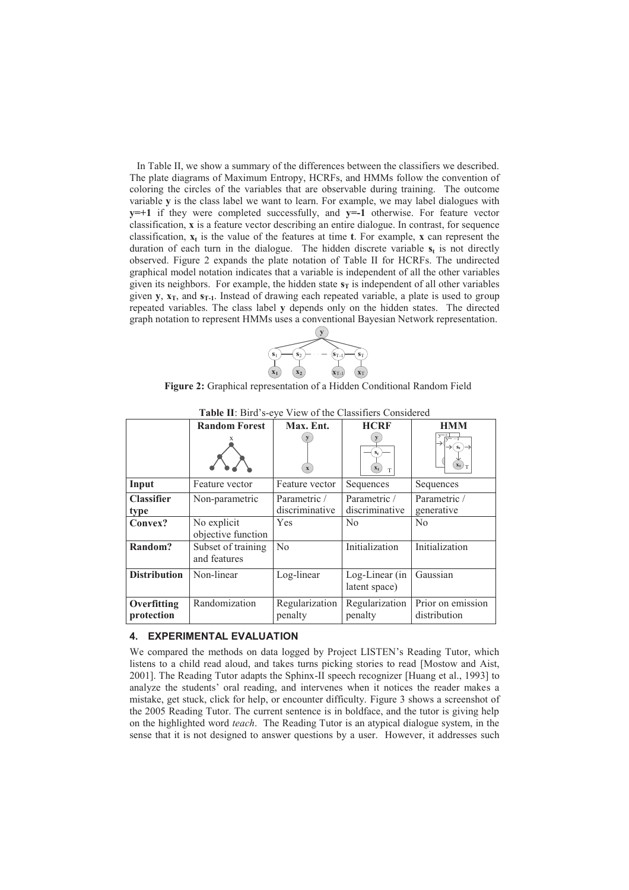In Table II, we show a summary of the differences between the classifiers we described. The plate diagrams of Maximum Entropy, HCRFs, and HMMs follow the convention of coloring the circles of the variables that are observable during training. The outcome variable **y** is the class label we want to learn. For example, we may label dialogues with **y=+1** if they were completed successfully, and **y=-1** otherwise. For feature vector classification, **x** is a feature vector describing an entire dialogue. In contrast, for sequence classification, $\mathbf{x_t}$ is the value of the features at time **t**. For example, **x** can represent the duration of each turn in the dialogue. The hidden discrete variable $\mathbf{s_t}$ is not directly observed. Figure 2 expands the plate notation of Table II for HCRFs. The undirected graphical model notation indicates that a variable is independent of all the other variables given its neighbors. For example, the hidden state $\mathbf{s_T}$ is independent of all other variables given **y**, $\mathbf{x_T}$, and $\mathbf{s_{T-1}}$. Instead of drawing each repeated variable, a plate is used to group repeated variables. The class label **y** depends only on the hidden states. The directed graph notation to represent HMMs uses a conventional Bayesian Network representation.

**Figure 2:** Graphical representation of a Hidden Conditional Random Field

**Table II**: Bird's-eye View of the Classifiers Considered

| | Random Forest | Max. Ent. | HCRF | HMM |
|---|---|---|---|---|
| **Input** | Feature vector | Feature vector | Sequences | Sequences |
| **Classifier type** | Non-parametric | Parametric / discriminative | Parametric / discriminative | Parametric / generative |
| **Convex?** | No explicit objective function | Yes | No | No |
| **Random?** | Subset of training and features | No | Initialization | Initialization |
| **Distribution** | Non-linear | Log-linear | Log-Linear (in latent space) | Gaussian |
| **Overfitting protection** | Randomization | Regularization penalty | Regularization penalty | Prior on emission distribution |

## 4. EXPERIMENTAL EVALUATION

We compared the methods on data logged by Project LISTEN's Reading Tutor, which listens to a child read aloud, and takes turns picking stories to read [Mostow and Aist, 2001]. The Reading Tutor adapts the Sphinx-II speech recognizer [Huang et al., 1993] to analyze the students' oral reading, and intervenes when it notices the reader makes a mistake, get stuck, click for help, or encounter difficulty. Figure 3 shows a screenshot of the 2005 Reading Tutor. The current sentence is in boldface, and the tutor is giving help on the highlighted word *teach*. The Reading Tutor is an atypical dialogue system, in the sense that it is not designed to answer questions by a user. However, it addresses such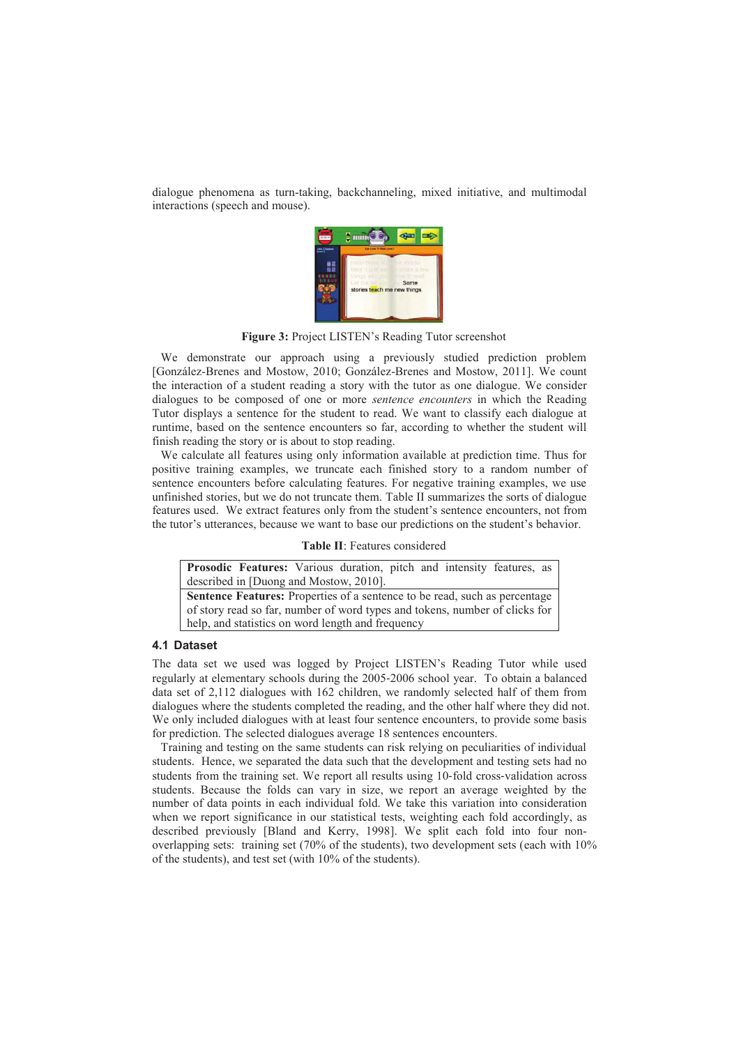dialogue phenomena as turn-taking, backchanneling, mixed initiative, and multimodal interactions (speech and mouse).

**Figure 3:** Project LISTEN's Reading Tutor screenshot

We demonstrate our approach using a previously studied prediction problem [González-Brenes and Mostow, 2010; González-Brenes and Mostow, 2011]. We count the interaction of a student reading a story with the tutor as one dialogue. We consider dialogues to be composed of one or more *sentence encounters* in which the Reading Tutor displays a sentence for the student to read. We want to classify each dialogue at runtime, based on the sentence encounters so far, according to whether the student will finish reading the story or is about to stop reading.

We calculate all features using only information available at prediction time. Thus for positive training examples, we truncate each finished story to a random number of sentence encounters before calculating features. For negative training examples, we use unfinished stories, but we do not truncate them. Table II summarizes the sorts of dialogue features used. We extract features only from the student's sentence encounters, not from the tutor's utterances, because we want to base our predictions on the student's behavior.

**Table II**: Features considered

| |
|---|
| **Prosodic Features:** Various duration, pitch and intensity features, as described in [Duong and Mostow, 2010]. |
| **Sentence Features:** Properties of a sentence to be read, such as percentage of story read so far, number of word types and tokens, number of clicks for help, and statistics on word length and frequency |

### 4.1 Dataset

The data set we used was logged by Project LISTEN's Reading Tutor while used regularly at elementary schools during the 2005-2006 school year. To obtain a balanced data set of 2,112 dialogues with 162 children, we randomly selected half of them from dialogues where the students completed the reading, and the other half where they did not. We only included dialogues with at least four sentence encounters, to provide some basis for prediction. The selected dialogues average 18 sentences encounters.

Training and testing on the same students can risk relying on peculiarities of individual students. Hence, we separated the data such that the development and testing sets had no students from the training set. We report all results using 10-fold cross-validation across students. Because the folds can vary in size, we report an average weighted by the number of data points in each individual fold. We take this variation into consideration when we report significance in our statistical tests, weighting each fold accordingly, as described previously [Bland and Kerry, 1998]. We split each fold into four non-overlapping sets: training set (70% of the students), two development sets (each with 10% of the students), and test set (with 10% of the students).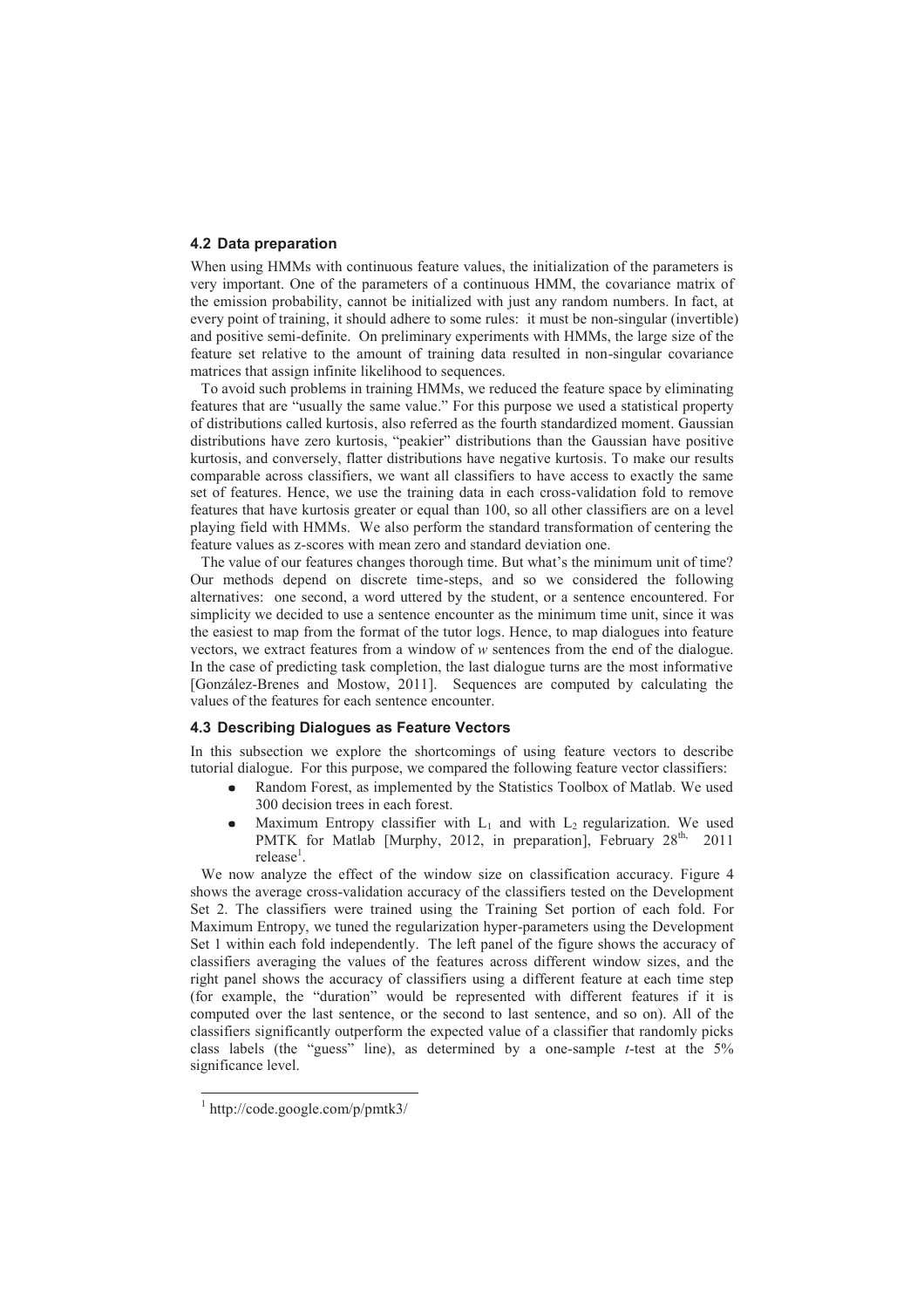### 4.2 Data preparation

When using HMMs with continuous feature values, the initialization of the parameters is very important. One of the parameters of a continuous HMM, the covariance matrix of the emission probability, cannot be initialized with just any random numbers. In fact, at every point of training, it should adhere to some rules: it must be non-singular (invertible) and positive semi-definite. On preliminary experiments with HMMs, the large size of the feature set relative to the amount of training data resulted in non-singular covariance matrices that assign infinite likelihood to sequences.

To avoid such problems in training HMMs, we reduced the feature space by eliminating features that are "usually the same value." For this purpose we used a statistical property of distributions called kurtosis, also referred as the fourth standardized moment. Gaussian distributions have zero kurtosis, "peakier" distributions than the Gaussian have positive kurtosis, and conversely, flatter distributions have negative kurtosis. To make our results comparable across classifiers, we want all classifiers to have access to exactly the same set of features. Hence, we use the training data in each cross-validation fold to remove features that have kurtosis greater or equal than 100, so all other classifiers are on a level playing field with HMMs. We also perform the standard transformation of centering the feature values as z-scores with mean zero and standard deviation one.

The value of our features changes thorough time. But what's the minimum unit of time? Our methods depend on discrete time-steps, and so we considered the following alternatives: one second, a word uttered by the student, or a sentence encountered. For simplicity we decided to use a sentence encounter as the minimum time unit, since it was the easiest to map from the format of the tutor logs. Hence, to map dialogues into feature vectors, we extract features from a window of $w$ sentences from the end of the dialogue. In the case of predicting task completion, the last dialogue turns are the most informative [González-Brenes and Mostow, 2011]. Sequences are computed by calculating the values of the features for each sentence encounter.

### 4.3 Describing Dialogues as Feature Vectors

In this subsection we explore the shortcomings of using feature vectors to describe tutorial dialogue. For this purpose, we compared the following feature vector classifiers:

- Random Forest, as implemented by the Statistics Toolbox of Matlab. We used 300 decision trees in each forest.
- Maximum Entropy classifier with $L_1$ and with $L_2$ regularization. We used PMTK for Matlab [Murphy, 2012, in preparation], February 28th, 2011 release[1].

We now analyze the effect of the window size on classification accuracy. Figure 4 shows the average cross-validation accuracy of the classifiers tested on the Development Set 2. The classifiers were trained using the Training Set portion of each fold. For Maximum Entropy, we tuned the regularization hyper-parameters using the Development Set 1 within each fold independently. The left panel of the figure shows the accuracy of classifiers averaging the values of the features across different window sizes, and the right panel shows the accuracy of classifiers using a different feature at each time step (for example, the "duration" would be represented with different features if it is computed over the last sentence, or the second to last sentence, and so on). All of the classifiers significantly outperform the expected value of a classifier that randomly picks class labels (the "guess" line), as determined by a one-sample $t$-test at the 5% significance level.

[1] http://code.google.com/p/pmtk3/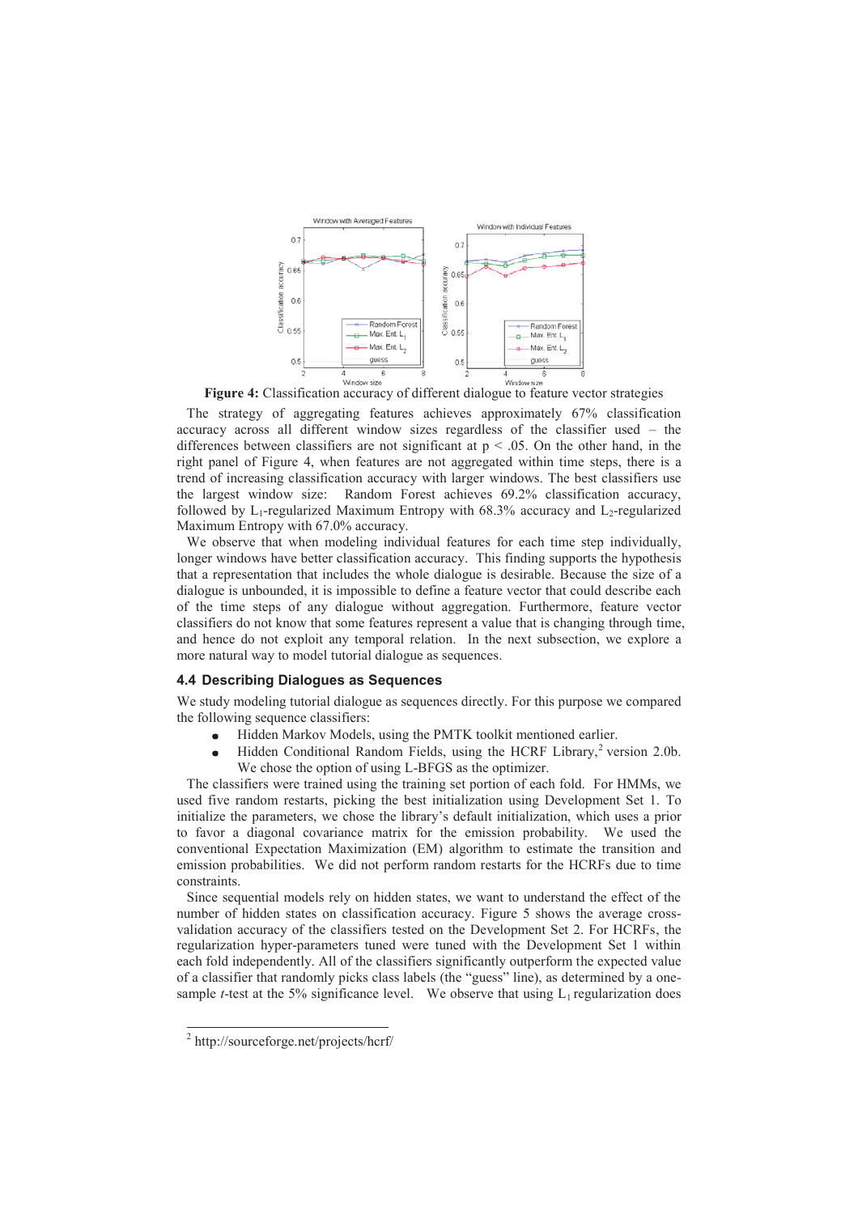**Figure 4:** Classification accuracy of different dialogue to feature vector strategies

The strategy of aggregating features achieves approximately 67% classification accuracy across all different window sizes regardless of the classifier used – the differences between classifiers are not significant at $p < .05$. On the other hand, in the right panel of Figure 4, when features are not aggregated within time steps, there is a trend of increasing classification accuracy with larger windows. The best classifiers use the largest window size: Random Forest achieves 69.2% classification accuracy, followed by $L_1$-regularized Maximum Entropy with 68.3% accuracy and $L_2$-regularized Maximum Entropy with 67.0% accuracy.

We observe that when modeling individual features for each time step individually, longer windows have better classification accuracy. This finding supports the hypothesis that a representation that includes the whole dialogue is desirable. Because the size of a dialogue is unbounded, it is impossible to define a feature vector that could describe each of the time steps of any dialogue without aggregation. Furthermore, feature vector classifiers do not know that some features represent a value that is changing through time, and hence do not exploit any temporal relation. In the next subsection, we explore a more natural way to model tutorial dialogue as sequences.

### 4.4 Describing Dialogues as Sequences

We study modeling tutorial dialogue as sequences directly. For this purpose we compared the following sequence classifiers:

- Hidden Markov Models, using the PMTK toolkit mentioned earlier.
- Hidden Conditional Random Fields, using the HCRF Library,[2] version 2.0b. We chose the option of using L-BFGS as the optimizer.

The classifiers were trained using the training set portion of each fold. For HMMs, we used five random restarts, picking the best initialization using Development Set 1. To initialize the parameters, we chose the library's default initialization, which uses a prior to favor a diagonal covariance matrix for the emission probability. We used the conventional Expectation Maximization (EM) algorithm to estimate the transition and emission probabilities. We did not perform random restarts for the HCRFs due to time constraints.

Since sequential models rely on hidden states, we want to understand the effect of the number of hidden states on classification accuracy. Figure 5 shows the average cross-validation accuracy of the classifiers tested on the Development Set 2. For HCRFs, the regularization hyper-parameters tuned were tuned with the Development Set 1 within each fold independently. All of the classifiers significantly outperform the expected value of a classifier that randomly picks class labels (the "guess" line), as determined by a one-sample *t*-test at the 5% significance level. We observe that using $L_1$ regularization does

---

[2] http://sourceforge.net/projects/hcrf/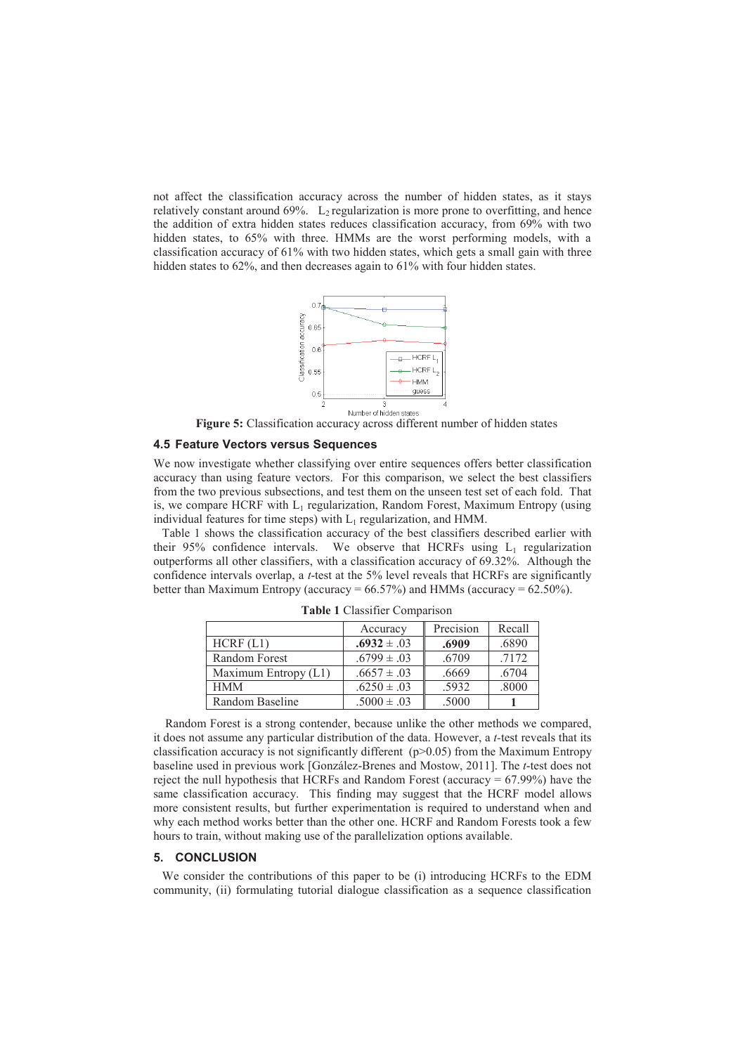not affect the classification accuracy across the number of hidden states, as it stays relatively constant around 69%. $L_2$ regularization is more prone to overfitting, and hence the addition of extra hidden states reduces classification accuracy, from 69% with two hidden states, to 65% with three. HMMs are the worst performing models, with a classification accuracy of 61% with two hidden states, which gets a small gain with three hidden states to 62%, and then decreases again to 61% with four hidden states.

**Figure 5:** Classification accuracy across different number of hidden states

### 4.5 Feature Vectors versus Sequences

We now investigate whether classifying over entire sequences offers better classification accuracy than using feature vectors. For this comparison, we select the best classifiers from the two previous subsections, and test them on the unseen test set of each fold. That is, we compare HCRF with $L_1$ regularization, Random Forest, Maximum Entropy (using individual features for time steps) with $L_1$ regularization, and HMM.

Table 1 shows the classification accuracy of the best classifiers described earlier with their 95% confidence intervals. We observe that HCRFs using $L_1$ regularization outperforms all other classifiers, with a classification accuracy of 69.32%. Although the confidence intervals overlap, a *t*-test at the 5% level reveals that HCRFs are significantly better than Maximum Entropy (accuracy = 66.57%) and HMMs (accuracy = 62.50%).

**Table 1** Classifier Comparison

| | Accuracy | Precision | Recall |
|---|---|---|---|
| HCRF (L1) | **.6932** ± .03 | **.6909** | .6890 |
| Random Forest | .6799 ± .03 | .6709 | .7172 |
| Maximum Entropy (L1) | .6657 ± .03 | .6669 | .6704 |
| HMM | .6250 ± .03 | .5932 | .8000 |
| Random Baseline | .5000 ± .03 | .5000 | **1** |

Random Forest is a strong contender, because unlike the other methods we compared, it does not assume any particular distribution of the data. However, a *t*-test reveals that its classification accuracy is not significantly different ($p>0.05$) from the Maximum Entropy baseline used in previous work [González-Brenes and Mostow, 2011]. The *t*-test does not reject the null hypothesis that HCRFs and Random Forest (accuracy = 67.99%) have the same classification accuracy. This finding may suggest that the HCRF model allows more consistent results, but further experimentation is required to understand when and why each method works better than the other one. HCRF and Random Forests took a few hours to train, without making use of the parallelization options available.

## 5. CONCLUSION

We consider the contributions of this paper to be (i) introducing HCRFs to the EDM community, (ii) formulating tutorial dialogue classification as a sequence classification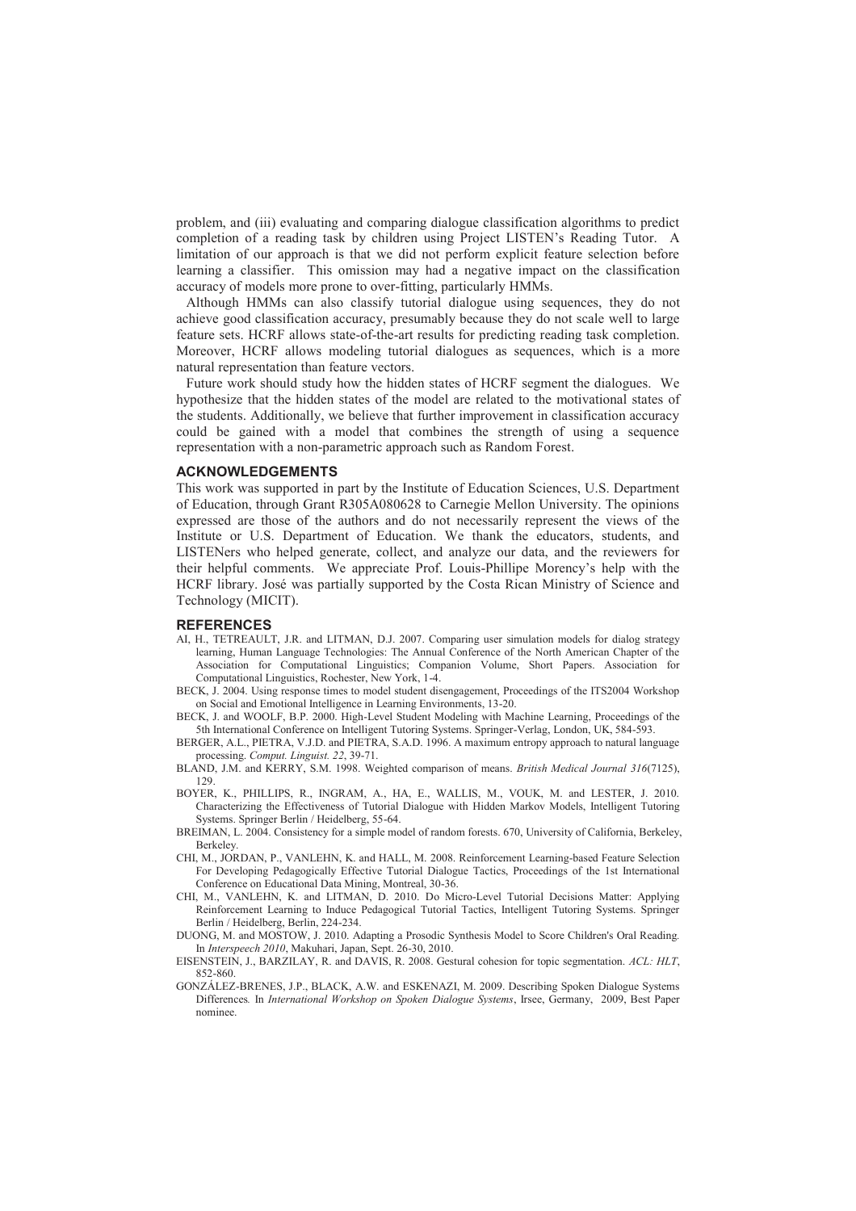problem, and (iii) evaluating and comparing dialogue classification algorithms to predict completion of a reading task by children using Project LISTEN's Reading Tutor. A limitation of our approach is that we did not perform explicit feature selection before learning a classifier. This omission may had a negative impact on the classification accuracy of models more prone to over-fitting, particularly HMMs.

Although HMMs can also classify tutorial dialogue using sequences, they do not achieve good classification accuracy, presumably because they do not scale well to large feature sets. HCRF allows state-of-the-art results for predicting reading task completion. Moreover, HCRF allows modeling tutorial dialogues as sequences, which is a more natural representation than feature vectors.

Future work should study how the hidden states of HCRF segment the dialogues. We hypothesize that the hidden states of the model are related to the motivational states of the students. Additionally, we believe that further improvement in classification accuracy could be gained with a model that combines the strength of using a sequence representation with a non-parametric approach such as Random Forest.

## ACKNOWLEDGEMENTS

This work was supported in part by the Institute of Education Sciences, U.S. Department of Education, through Grant R305A080628 to Carnegie Mellon University. The opinions expressed are those of the authors and do not necessarily represent the views of the Institute or U.S. Department of Education. We thank the educators, students, and LISTENers who helped generate, collect, and analyze our data, and the reviewers for their helpful comments. We appreciate Prof. Louis-Phillipe Morency's help with the HCRF library. José was partially supported by the Costa Rican Ministry of Science and Technology (MICIT).

## REFERENCES

AI, H., TETREAULT, J.R. and LITMAN, D.J. 2007. Comparing user simulation models for dialog strategy learning, Human Language Technologies: The Annual Conference of the North American Chapter of the Association for Computational Linguistics; Companion Volume, Short Papers. Association for Computational Linguistics, Rochester, New York, 1-4.

BECK, J. 2004. Using response times to model student disengagement, Proceedings of the ITS2004 Workshop on Social and Emotional Intelligence in Learning Environments, 13-20.

BECK, J. and WOOLF, B.P. 2000. High-Level Student Modeling with Machine Learning, Proceedings of the 5th International Conference on Intelligent Tutoring Systems. Springer-Verlag, London, UK, 584-593.

BERGER, A.L., PIETRA, V.J.D. and PIETRA, S.A.D. 1996. A maximum entropy approach to natural language processing. *Comput. Linguist. 22*, 39-71.

BLAND, J.M. and KERRY, S.M. 1998. Weighted comparison of means. *British Medical Journal 316*(7125), 129.

BOYER, K., PHILLIPS, R., INGRAM, A., HA, E., WALLIS, M., VOUK, M. and LESTER, J. 2010. Characterizing the Effectiveness of Tutorial Dialogue with Hidden Markov Models, Intelligent Tutoring Systems. Springer Berlin / Heidelberg, 55-64.

BREIMAN, L. 2004. Consistency for a simple model of random forests. 670, University of California, Berkeley, Berkeley.

CHI, M., JORDAN, P., VANLEHN, K. and HALL, M. 2008. Reinforcement Learning-based Feature Selection For Developing Pedagogically Effective Tutorial Dialogue Tactics, Proceedings of the 1st International Conference on Educational Data Mining, Montreal, 30-36.

CHI, M., VANLEHN, K. and LITMAN, D. 2010. Do Micro-Level Tutorial Decisions Matter: Applying Reinforcement Learning to Induce Pedagogical Tutorial Tactics, Intelligent Tutoring Systems. Springer Berlin / Heidelberg, Berlin, 224-234.

DUONG, M. and MOSTOW, J. 2010. Adapting a Prosodic Synthesis Model to Score Children's Oral Reading. In *Interspeech 2010*, Makuhari, Japan, Sept. 26-30, 2010.

EISENSTEIN, J., BARZILAY, R. and DAVIS, R. 2008. Gestural cohesion for topic segmentation. *ACL: HLT*, 852-860.

GONZÁLEZ-BRENES, J.P., BLACK, A.W. and ESKENAZI, M. 2009. Describing Spoken Dialogue Systems Differences. In *International Workshop on Spoken Dialogue Systems*, Irsee, Germany, 2009, Best Paper nominee.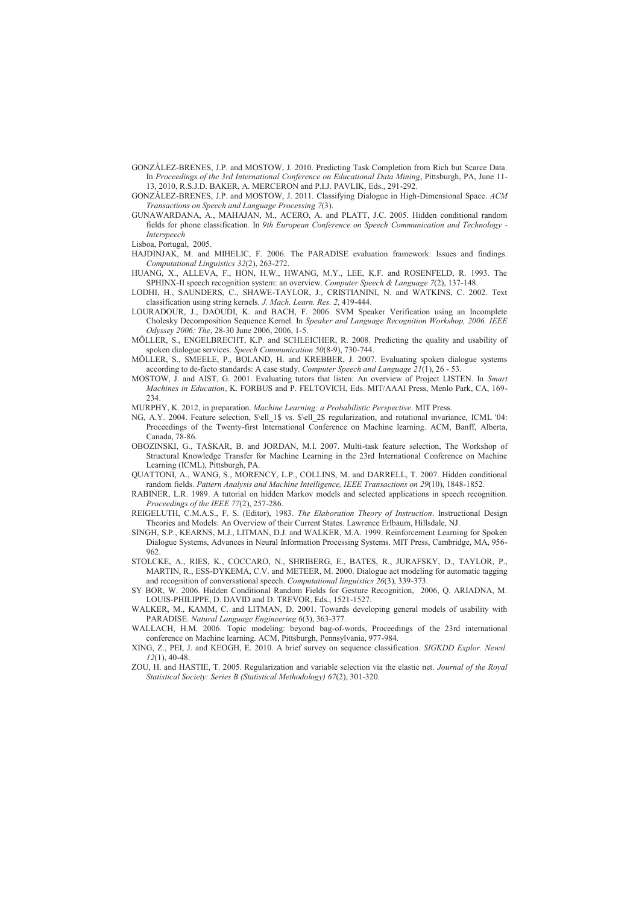GONZÁLEZ-BRENES, J.P. and MOSTOW, J. 2010. Predicting Task Completion from Rich but Scarce Data. In *Proceedings of the 3rd International Conference on Educational Data Mining*, Pittsburgh, PA, June 11-13, 2010, R.S.J.D. BAKER, A. MERCERON and P.I.J. PAVLIK, Eds., 291-292.

GONZÁLEZ-BRENES, J.P. and MOSTOW, J. 2011. Classifying Dialogue in High-Dimensional Space. *ACM Transactions on Speech and Language Processing 7*(3).

GUNAWARDANA, A., MAHAJAN, M., ACERO, A. and PLATT, J.C. 2005. Hidden conditional random fields for phone classification. In *9th European Conference on Speech Communication and Technology - Interspeech*

Lisboa, Portugal, 2005.

HAJDINJAK, M. and MIHELIC, F. 2006. The PARADISE evaluation framework: Issues and findings. *Computational Linguistics 32*(2), 263-272.

HUANG, X., ALLEVA, F., HON, H.W., HWANG, M.Y., LEE, K.F. and ROSENFELD, R. 1993. The SPHINX-II speech recognition system: an overview. *Computer Speech & Language 7*(2), 137-148.

LODHI, H., SAUNDERS, C., SHAWE-TAYLOR, J., CRISTIANINI, N. and WATKINS, C. 2002. Text classification using string kernels. *J. Mach. Learn. Res. 2*, 419-444.

LOURADOUR, J., DAOUDI, K. and BACH, F. 2006. SVM Speaker Verification using an Incomplete Cholesky Decomposition Sequence Kernel. In *Speaker and Language Recognition Workshop, 2006. IEEE Odyssey 2006: The*, 28-30 June 2006, 2006, 1-5.

MÖLLER, S., ENGELBRECHT, K.P. and SCHLEICHER, R. 2008. Predicting the quality and usability of spoken dialogue services. *Speech Communication 50*(8-9), 730-744.

MÖLLER, S., SMEELE, P., BOLAND, H. and KREBBER, J. 2007. Evaluating spoken dialogue systems according to de-facto standards: A case study. *Computer Speech and Language 21*(1), 26 - 53.

MOSTOW, J. and AIST, G. 2001. Evaluating tutors that listen: An overview of Project LISTEN. In *Smart Machines in Education*, K. FORBUS and P. FELTOVICH, Eds. MIT/AAAI Press, Menlo Park, CA, 169-234.

MURPHY, K. 2012, in preparation. *Machine Learning: a Probabilistic Perspective*. MIT Press.

NG, A.Y. 2004. Feature selection, $\ell_1$ vs. $\ell_2$ regularization, and rotational invariance, ICML '04: Proceedings of the Twenty-first International Conference on Machine learning. ACM, Banff, Alberta, Canada, 78-86.

OBOZINSKI, G., TASKAR, B. and JORDAN, M.I. 2007. Multi-task feature selection, The Workshop of Structural Knowledge Transfer for Machine Learning in the 23rd International Conference on Machine Learning (ICML), Pittsburgh, PA.

QUATTONI, A., WANG, S., MORENCY, L.P., COLLINS, M. and DARRELL, T. 2007. Hidden conditional random fields. *Pattern Analysis and Machine Intelligence, IEEE Transactions on 29*(10), 1848-1852.

RABINER, L.R. 1989. A tutorial on hidden Markov models and selected applications in speech recognition. *Proceedings of the IEEE 77*(2), 257-286.

REIGELUTH, C.M.A.S., F. S. (Editor), 1983. *The Elaboration Theory of Instruction*. Instructional Design Theories and Models: An Overview of their Current States. Lawrence Erlbaum, Hillsdale, NJ.

SINGH, S.P., KEARNS, M.J., LITMAN, D.J. and WALKER, M.A. 1999. Reinforcement Learning for Spoken Dialogue Systems, Advances in Neural Information Processing Systems. MIT Press, Cambridge, MA, 956-962.

STOLCKE, A., RIES, K., COCCARO, N., SHRIBERG, E., BATES, R., JURAFSKY, D., TAYLOR, P., MARTIN, R., ESS-DYKEMA, C.V. and METEER, M. 2000. Dialogue act modeling for automatic tagging and recognition of conversational speech. *Computational linguistics 26*(3), 339-373.

SY BOR, W. 2006. Hidden Conditional Random Fields for Gesture Recognition, 2006, Q. ARIADNA, M. LOUIS-PHILIPPE, D. DAVID and D. TREVOR, Eds., 1521-1527.

WALKER, M., KAMM, C. and LITMAN, D. 2001. Towards developing general models of usability with PARADISE. *Natural Language Engineering 6*(3), 363-377.

WALLACH, H.M. 2006. Topic modeling: beyond bag-of-words, Proceedings of the 23rd international conference on Machine learning. ACM, Pittsburgh, Pennsylvania, 977-984.

XING, Z., PEI, J. and KEOGH, E. 2010. A brief survey on sequence classification. *SIGKDD Explor. Newsl. 12*(1), 40-48.

ZOU, H. and HASTIE, T. 2005. Regularization and variable selection via the elastic net. *Journal of the Royal Statistical Society: Series B (Statistical Methodology) 67*(2), 301-320.